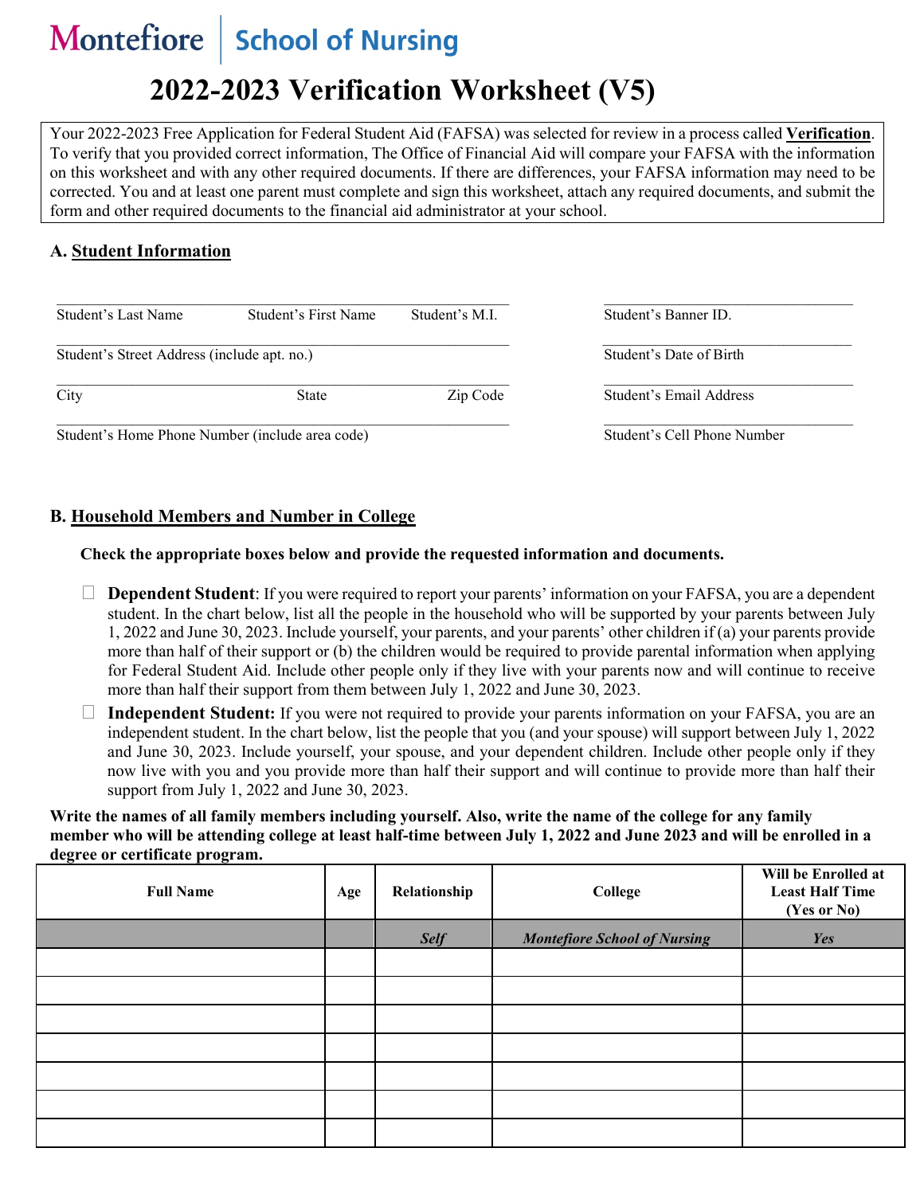Montefiore | School of Nursing

# 2022-2023 Verification Worksheet (V5)

Your 2022-2023 Free Application for Federal Student Aid (FAFSA) was selected for review in a process called **Verification**. To verify that you provided correct information, The Office of Financial Aid will compare your FAFSA with the information on this worksheet and with any other required documents. If there are differences, your FAFSA information may need to be corrected. You and at least one parent must complete and sign this worksheet, attach any required documents, and submit the form and other required documents to the financial aid administrator at your school.

## A. Student Information

Student's Last Name ____ Student's First Name ____ Student's M.I. ____

Student's Banner ID. ____

Student's Street Address (include apt. no.) ____

Student's Date of Birth ____

City ____ State ____ Zip Code ____

Student's Email Address ____

Student's Home Phone Number (include area code) ____

Student's Cell Phone Number ____

## B. Household Members and Number in College

**Check the appropriate boxes below and provide the requested information and documents.**

☐ **Dependent Student**: If you were required to report your parents' information on your FAFSA, you are a dependent student. In the chart below, list all the people in the household who will be supported by your parents between July 1, 2022 and June 30, 2023. Include yourself, your parents, and your parents' other children if (a) your parents provide more than half of their support or (b) the children would be required to provide parental information when applying for Federal Student Aid. Include other people only if they live with your parents now and will continue to receive more than half their support from them between July 1, 2022 and June 30, 2023.

☐ **Independent Student:** If you were not required to provide your parents information on your FAFSA, you are an independent student. In the chart below, list the people that you (and your spouse) will support between July 1, 2022 and June 30, 2023. Include yourself, your spouse, and your dependent children. Include other people only if they now live with you and you provide more than half their support and will continue to provide more than half their support from July 1, 2022 and June 30, 2023.

**Write the names of all family members including yourself. Also, write the name of the college for any family member who will be attending college at least half-time between July 1, 2022 and June 2023 and will be enrolled in a degree or certificate program.**

| Full Name | Age | Relationship | College | Will be Enrolled at Least Half Time (Yes or No) |
|---|---|---|---|---|
| | | *Self* | *Montefiore School of Nursing* | *Yes* |
| | | | | |
| | | | | |
| | | | | |
| | | | | |
| | | | | |
| | | | | |
| | | | | |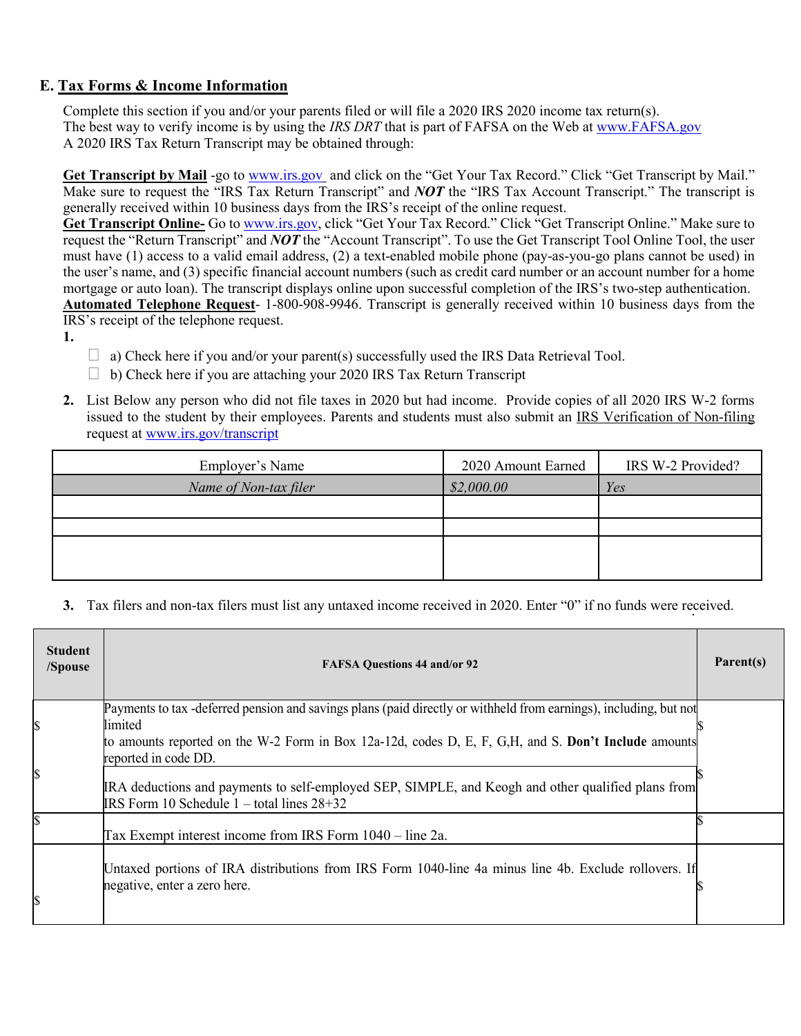## E. Tax Forms & Income Information

Complete this section if you and/or your parents filed or will file a 2020 IRS 2020 income tax return(s).
The best way to verify income is by using the *IRS DRT* that is part of FAFSA on the Web at www.FAFSA.gov
A 2020 IRS Tax Return Transcript may be obtained through:

**Get Transcript by Mail** -go to www.irs.gov and click on the "Get Your Tax Record." Click "Get Transcript by Mail." Make sure to request the "IRS Tax Return Transcript" and ***NOT*** the "IRS Tax Account Transcript." The transcript is generally received within 10 business days from the IRS's receipt of the online request.
**Get Transcript Online-** Go to www.irs.gov, click "Get Your Tax Record." Click "Get Transcript Online." Make sure to request the "Return Transcript" and ***NOT*** the "Account Transcript". To use the Get Transcript Tool Online Tool, the user must have (1) access to a valid email address, (2) a text-enabled mobile phone (pay-as-you-go plans cannot be used) in the user's name, and (3) specific financial account numbers (such as credit card number or an account number for a home mortgage or auto loan). The transcript displays online upon successful completion of the IRS's two-step authentication.
**Automated Telephone Request**- 1-800-908-9946. Transcript is generally received within 10 business days from the IRS's receipt of the telephone request.

**1.**

- ☐ a) Check here if you and/or your parent(s) successfully used the IRS Data Retrieval Tool.
- ☐ b) Check here if you are attaching your 2020 IRS Tax Return Transcript

**2.** List Below any person who did not file taxes in 2020 but had income. Provide copies of all 2020 IRS W-2 forms issued to the student by their employees. Parents and students must also submit an IRS Verification of Non-filing request at www.irs.gov/transcript

| Employer's Name | 2020 Amount Earned | IRS W-2 Provided? |
|---|---|---|
| *Name of Non-tax filer* | *$2,000.00* | *Yes* |
| | | |
| | | |
| | | |

**3.** Tax filers and non-tax filers must list any untaxed income received in 2020. Enter "0" if no funds were received.

| Student /Spouse | FAFSA Questions 44 and/or 92 | Parent(s) |
|---|---|---|
| $ | Payments to tax -deferred pension and savings plans (paid directly or withheld from earnings), including, but not limited to amounts reported on the W-2 Form in Box 12a-12d, codes D, E, F, G,H, and S. **Don't Include** amounts reported in code DD. | $ |
| $ | IRA deductions and payments to self-employed SEP, SIMPLE, and Keogh and other qualified plans from IRS Form 10 Schedule 1 – total lines 28+32 | $ |
| $ | Tax Exempt interest income from IRS Form 1040 – line 2a. | $ |
| $ | Untaxed portions of IRA distributions from IRS Form 1040-line 4a minus line 4b. Exclude rollovers. If negative, enter a zero here. | $ |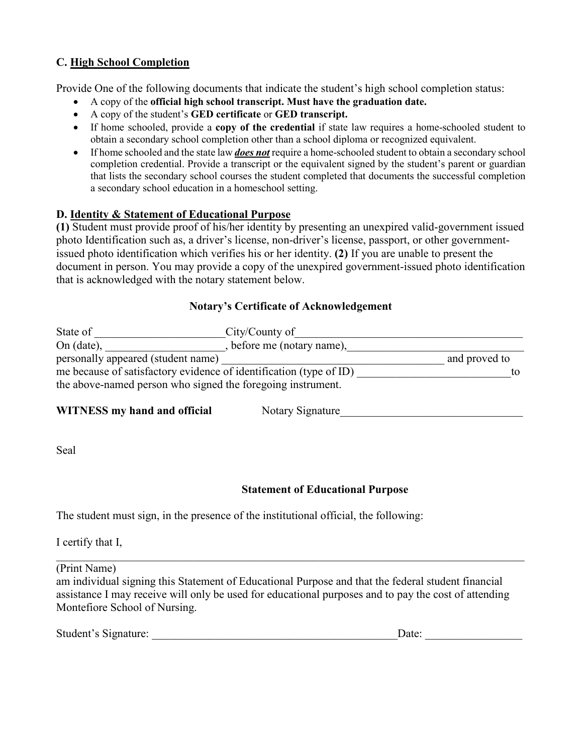## C. <u>High School Completion</u>

Provide One of the following documents that indicate the student's high school completion status:

- A copy of the **official high school transcript. Must have the graduation date.**
- A copy of the student's **GED certificate** or **GED transcript.**
- If home schooled, provide a **copy of the credential** if state law requires a home-schooled student to obtain a secondary school completion other than a school diploma or recognized equivalent.
- If home schooled and the state law ***<u>does not</u>*** require a home-schooled student to obtain a secondary school completion credential. Provide a transcript or the equivalent signed by the student's parent or guardian that lists the secondary school courses the student completed that documents the successful completion a secondary school education in a homeschool setting.

## D. <u>Identity & Statement of Educational Purpose</u>

**(1)** Student must provide proof of his/her identity by presenting an unexpired valid-government issued photo Identification such as, a driver's license, non-driver's license, passport, or other government-issued photo identification which verifies his or her identity. **(2)** If you are unable to present the document in person. You may provide a copy of the unexpired government-issued photo identification that is acknowledged with the notary statement below.

### Notary's Certificate of Acknowledgement

State of ______________________City/County of_________________________________________

On (date), ____________________, before me (notary name),________________________________

personally appeared (student name) ______________________________________ and proved to me because of satisfactory evidence of identification (type of ID) ___________________________to the above-named person who signed the foregoing instrument.

**WITNESS my hand and official** Notary Signature________________________________

Seal

### Statement of Educational Purpose

The student must sign, in the presence of the institutional official, the following:

I certify that I,

_______________________________________________________________________________

(Print Name)

am individual signing this Statement of Educational Purpose and that the federal student financial assistance I may receive will only be used for educational purposes and to pay the cost of attending Montefiore School of Nursing.

Student's Signature: ____________________________________________Date: _________________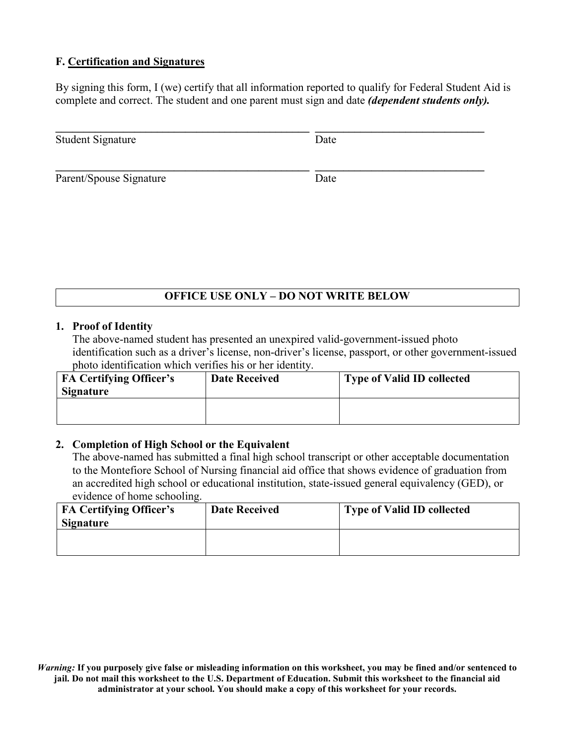### F. Certification and Signatures

By signing this form, I (we) certify that all information reported to qualify for Federal Student Aid is complete and correct. The student and one parent must sign and date ***(dependent students only).***

\_\_\_\_\_\_\_\_\_\_\_\_\_\_\_\_\_\_\_\_\_\_\_\_\_\_\_\_\_\_\_\_\_\_\_\_\_\_\_\_\_\_\_\_ \_\_\_\_\_\_\_\_\_\_\_\_\_\_\_\_\_\_\_\_\_\_\_\_\_\_\_\_\_\_

Student Signature                                                    Date

\_\_\_\_\_\_\_\_\_\_\_\_\_\_\_\_\_\_\_\_\_\_\_\_\_\_\_\_\_\_\_\_\_\_\_\_\_\_\_\_\_\_\_\_ \_\_\_\_\_\_\_\_\_\_\_\_\_\_\_\_\_\_\_\_\_\_\_\_\_\_\_\_\_\_

Parent/Spouse Signature                                           Date

**OFFICE USE ONLY – DO NOT WRITE BELOW**

1. **Proof of Identity**
   The above-named student has presented an unexpired valid-government-issued photo identification such as a driver's license, non-driver's license, passport, or other government-issued photo identification which verifies his or her identity.

| FA Certifying Officer's Signature | Date Received | Type of Valid ID collected |
|---|---|---|
| | | |

2. **Completion of High School or the Equivalent**
   The above-named has submitted a final high school transcript or other acceptable documentation to the Montefiore School of Nursing financial aid office that shows evidence of graduation from an accredited high school or educational institution, state-issued general equivalency (GED), or evidence of home schooling.

| FA Certifying Officer's Signature | Date Received | Type of Valid ID collected |
|---|---|---|
| | | |

*Warning:* **If you purposely give false or misleading information on this worksheet, you may be fined and/or sentenced to jail. Do not mail this worksheet to the U.S. Department of Education. Submit this worksheet to the financial aid administrator at your school. You should make a copy of this worksheet for your records.**